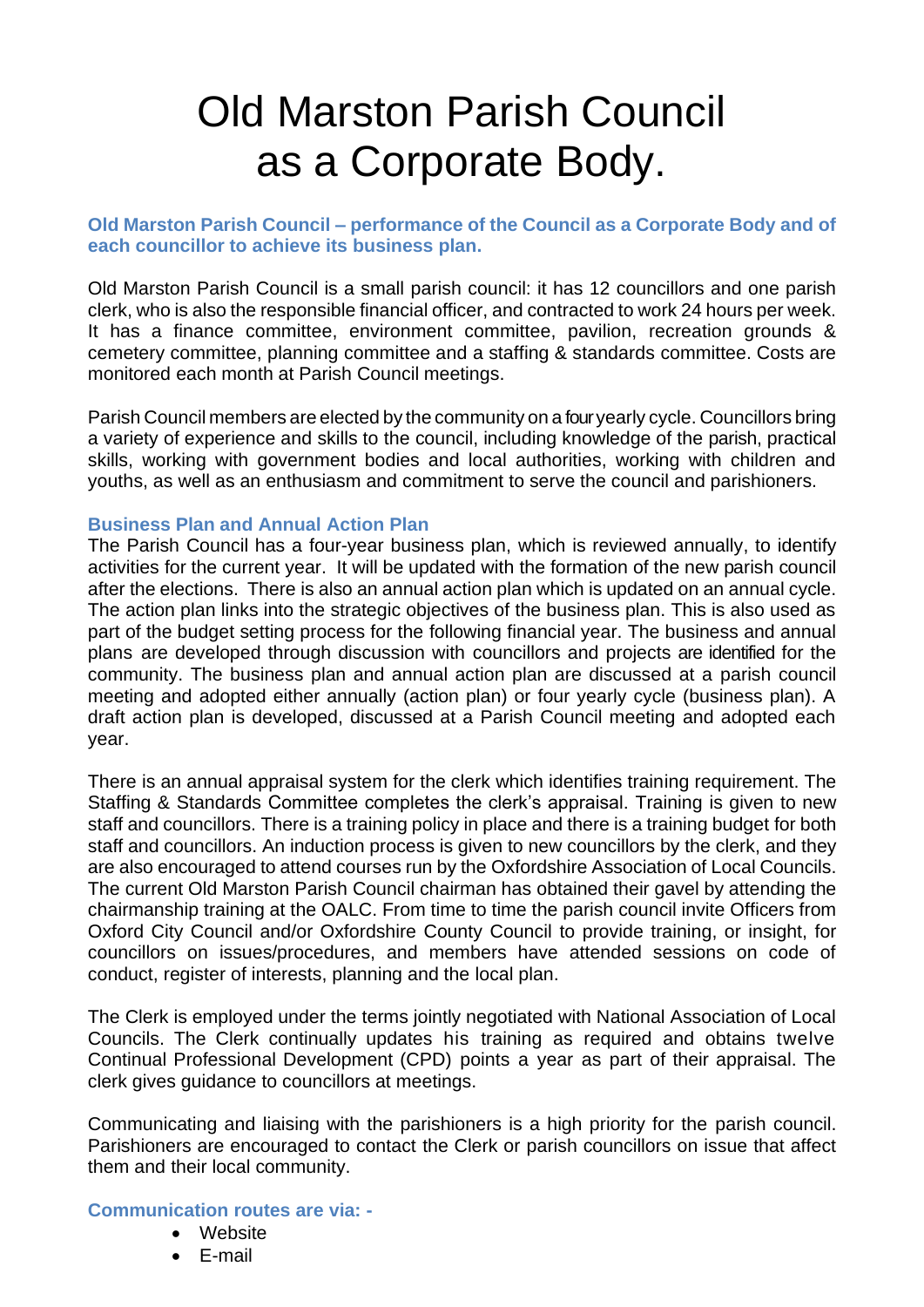# Old Marston Parish Council as a Corporate Body.

**Old Marston Parish Council – performance of the Council as a Corporate Body and of each councillor to achieve its business plan.**

Old Marston Parish Council is a small parish council: it has 12 councillors and one parish clerk, who is also the responsible financial officer, and contracted to work 24 hours per week. It has a finance committee, environment committee, pavilion, recreation grounds & cemetery committee, planning committee and a staffing & standards committee. Costs are monitored each month at Parish Council meetings.

Parish Council members are elected by the community on a four yearly cycle. Councillors bring a variety of experience and skills to the council, including knowledge of the parish, practical skills, working with government bodies and local authorities, working with children and youths, as well as an enthusiasm and commitment to serve the council and parishioners.

**Business Plan and Annual Action Plan**

The Parish Council has a four-year business plan, which is reviewed annually, to identify activities for the current year. It will be updated with the formation of the new parish council after the elections. There is also an annual action plan which is updated on an annual cycle. The action plan links into the strategic objectives of the business plan. This is also used as part of the budget setting process for the following financial year. The business and annual plans are developed through discussion with councillors and projects are identified for the community. The business plan and annual action plan are discussed at a parish council meeting and adopted either annually (action plan) or four yearly cycle (business plan). A draft action plan is developed, discussed at a Parish Council meeting and adopted each year.

There is an annual appraisal system for the clerk which identifies training requirement. The Staffing & Standards Committee completes the clerk's appraisal. Training is given to new staff and councillors. There is a training policy in place and there is a training budget for both staff and councillors. An induction process is given to new councillors by the clerk, and they are also encouraged to attend courses run by the Oxfordshire Association of Local Councils. The current Old Marston Parish Council chairman has obtained their gavel by attending the chairmanship training at the OALC. From time to time the parish council invite Officers from Oxford City Council and/or Oxfordshire County Council to provide training, or insight, for councillors on issues/procedures, and members have attended sessions on code of conduct, register of interests, planning and the local plan.

The Clerk is employed under the terms jointly negotiated with National Association of Local Councils. The Clerk continually updates his training as required and obtains twelve Continual Professional Development (CPD) points a year as part of their appraisal. The clerk gives guidance to councillors at meetings.

Communicating and liaising with the parishioners is a high priority for the parish council. Parishioners are encouraged to contact the Clerk or parish councillors on issue that affect them and their local community.

**Communication routes are via: -**

- Website
- E-mail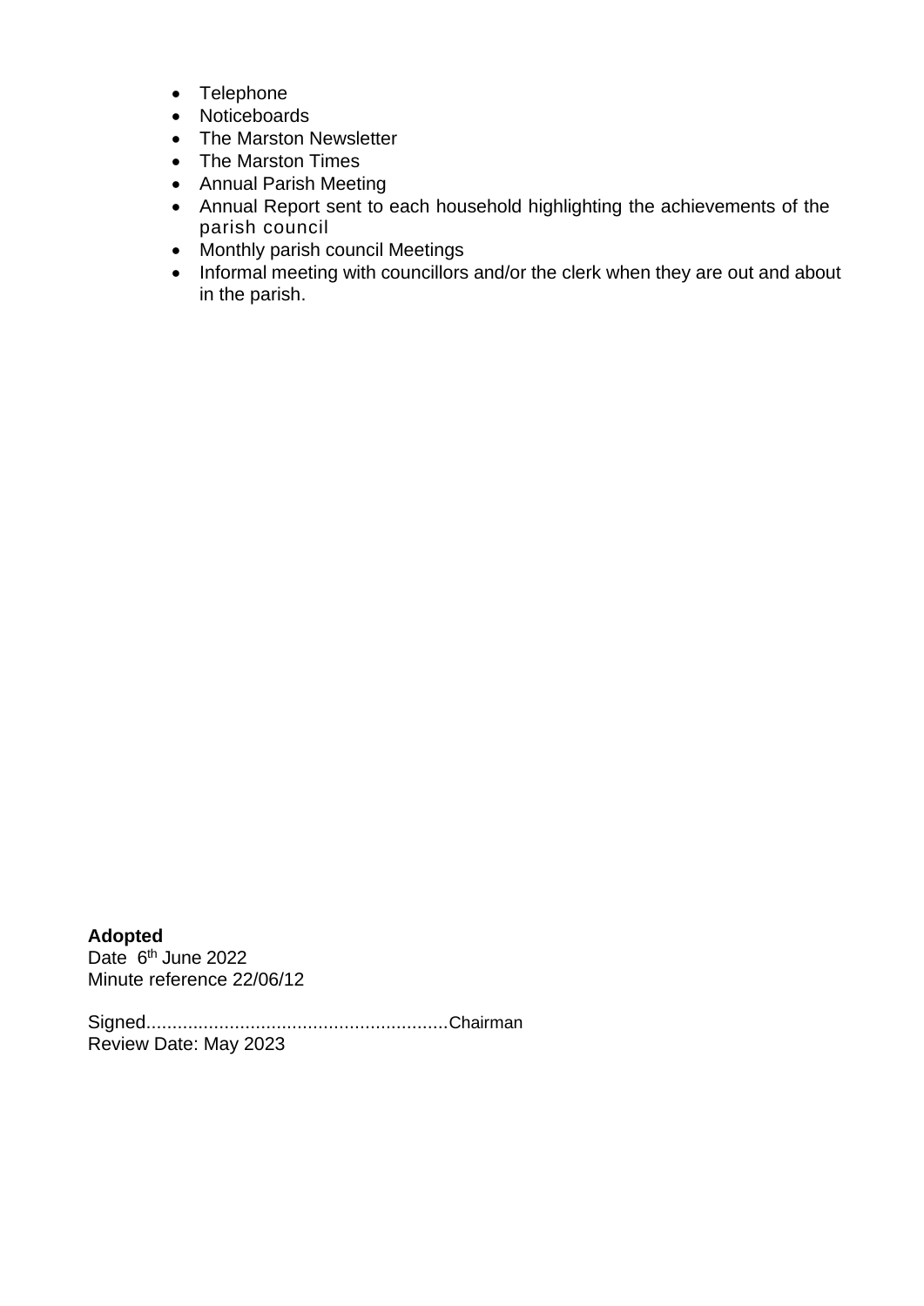- Telephone
- Noticeboards
- The Marston Newsletter
- The Marston Times
- Annual Parish Meeting
- Annual Report sent to each household highlighting the achievements of the parish council
- Monthly parish council Meetings
- Informal meeting with councillors and/or the clerk when they are out and about in the parish.

**Adopted**
Date 6th June 2022
Minute reference 22/06/12

Signed.........................................................Chairman
Review Date: May 2023